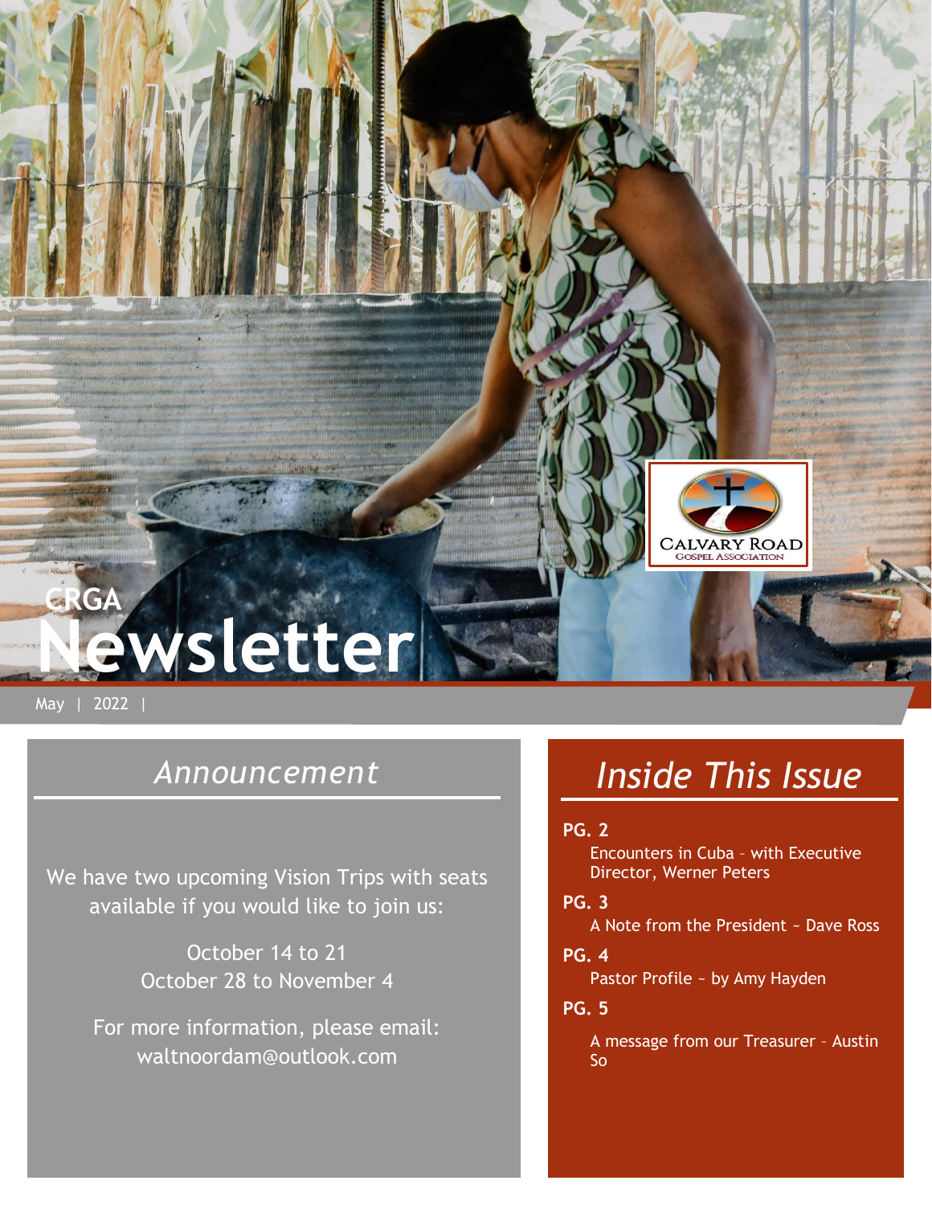# CRGA Newsletter

Calvary Road Gospel Association

May | 2022 |

## Announcement

We have two upcoming Vision Trips with seats available if you would like to join us:

October 14 to 21
October 28 to November 4

For more information, please email: waltnoordam@outlook.com

## Inside This Issue

**PG. 2**
Encounters in Cuba – with Executive Director, Werner Peters

**PG. 3**
A Note from the President ~ Dave Ross

**PG. 4**
Pastor Profile ~ by Amy Hayden

**PG. 5**
A message from our Treasurer – Austin So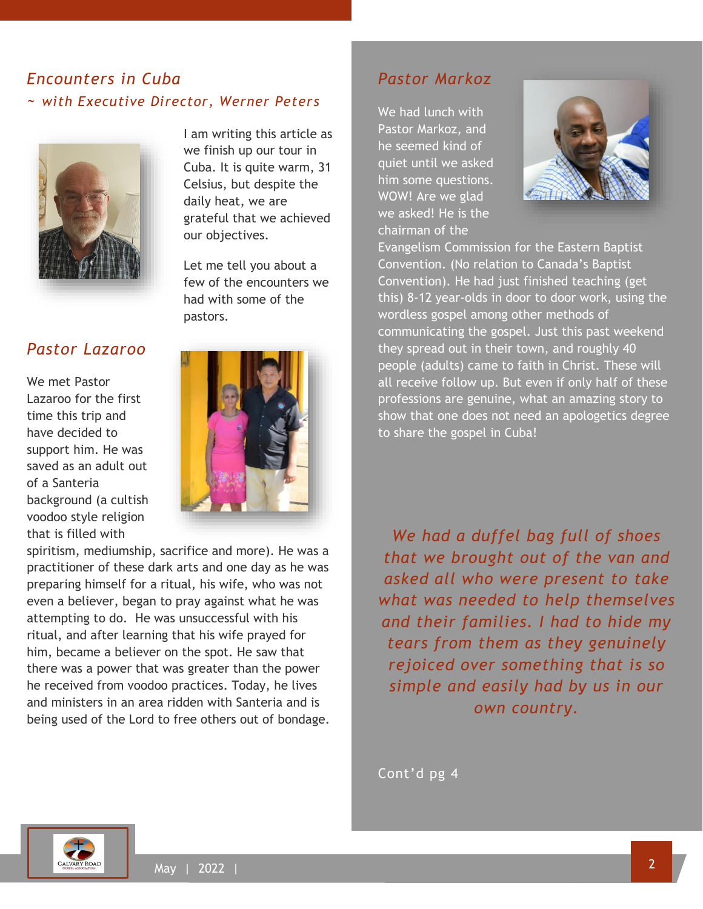## *Encounters in Cuba*

*~ with Executive Director, Werner Peters*

I am writing this article as we finish up our tour in Cuba. It is quite warm, 31 Celsius, but despite the daily heat, we are grateful that we achieved our objectives.

Let me tell you about a few of the encounters we had with some of the pastors.

## *Pastor Lazaroo*

We met Pastor Lazaroo for the first time this trip and have decided to support him. He was saved as an adult out of a Santeria background (a cultish voodoo style religion that is filled with spiritism, mediumship, sacrifice and more). He was a practitioner of these dark arts and one day as he was preparing himself for a ritual, his wife, who was not even a believer, began to pray against what he was attempting to do. He was unsuccessful with his ritual, and after learning that his wife prayed for him, became a believer on the spot. He saw that there was a power that was greater than the power he received from voodoo practices. Today, he lives and ministers in an area ridden with Santeria and is being used of the Lord to free others out of bondage.

## *Pastor Markoz*

We had lunch with Pastor Markoz, and he seemed kind of quiet until we asked him some questions. WOW! Are we glad we asked! He is the chairman of the Evangelism Commission for the Eastern Baptist Convention. (No relation to Canada's Baptist Convention). He had just finished teaching (get this) 8-12 year-olds in door to door work, using the wordless gospel among other methods of communicating the gospel. Just this past weekend they spread out in their town, and roughly 40 people (adults) came to faith in Christ. These will all receive follow up. But even if only half of these professions are genuine, what an amazing story to show that one does not need an apologetics degree to share the gospel in Cuba!

*We had a duffel bag full of shoes that we brought out of the van and asked all who were present to take what was needed to help themselves and their families. I had to hide my tears from them as they genuinely rejoiced over something that is so simple and easily had by us in our own country.*

Cont'd pg 4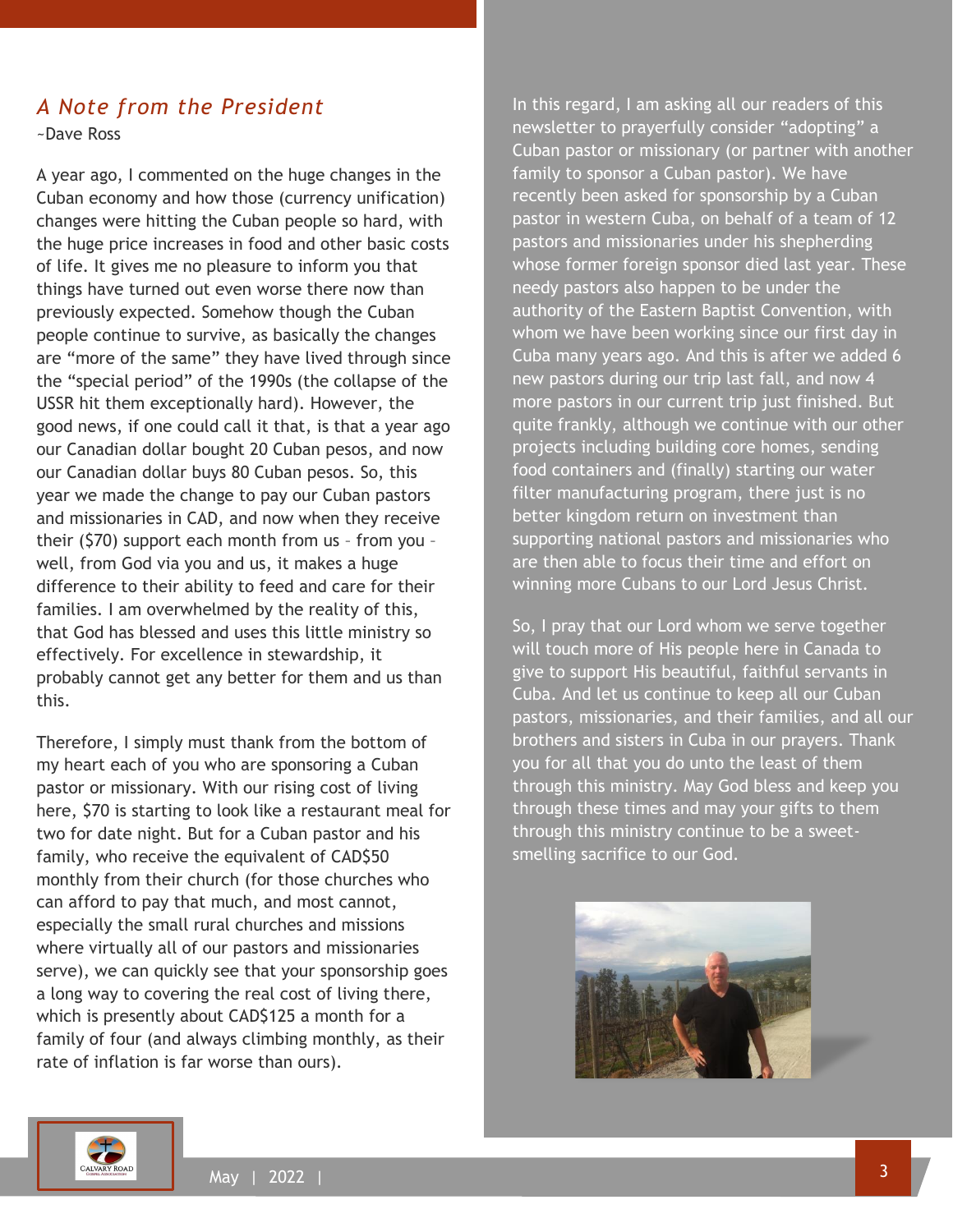## *A Note from the President*

~Dave Ross

A year ago, I commented on the huge changes in the Cuban economy and how those (currency unification) changes were hitting the Cuban people so hard, with the huge price increases in food and other basic costs of life. It gives me no pleasure to inform you that things have turned out even worse there now than previously expected. Somehow though the Cuban people continue to survive, as basically the changes are "more of the same" they have lived through since the "special period" of the 1990s (the collapse of the USSR hit them exceptionally hard). However, the good news, if one could call it that, is that a year ago our Canadian dollar bought 20 Cuban pesos, and now our Canadian dollar buys 80 Cuban pesos. So, this year we made the change to pay our Cuban pastors and missionaries in CAD, and now when they receive their ($70) support each month from us – from you – well, from God via you and us, it makes a huge difference to their ability to feed and care for their families. I am overwhelmed by the reality of this, that God has blessed and uses this little ministry so effectively. For excellence in stewardship, it probably cannot get any better for them and us than this.

Therefore, I simply must thank from the bottom of my heart each of you who are sponsoring a Cuban pastor or missionary. With our rising cost of living here, $70 is starting to look like a restaurant meal for two for date night. But for a Cuban pastor and his family, who receive the equivalent of CAD$50 monthly from their church (for those churches who can afford to pay that much, and most cannot, especially the small rural churches and missions where virtually all of our pastors and missionaries serve), we can quickly see that your sponsorship goes a long way to covering the real cost of living there, which is presently about CAD$125 a month for a family of four (and always climbing monthly, as their rate of inflation is far worse than ours).

In this regard, I am asking all our readers of this newsletter to prayerfully consider "adopting" a Cuban pastor or missionary (or partner with another family to sponsor a Cuban pastor). We have recently been asked for sponsorship by a Cuban pastor in western Cuba, on behalf of a team of 12 pastors and missionaries under his shepherding whose former foreign sponsor died last year. These needy pastors also happen to be under the authority of the Eastern Baptist Convention, with whom we have been working since our first day in Cuba many years ago. And this is after we added 6 new pastors during our trip last fall, and now 4 more pastors in our current trip just finished. But quite frankly, although we continue with our other projects including building core homes, sending food containers and (finally) starting our water filter manufacturing program, there just is no better kingdom return on investment than supporting national pastors and missionaries who are then able to focus their time and effort on winning more Cubans to our Lord Jesus Christ.

So, I pray that our Lord whom we serve together will touch more of His people here in Canada to give to support His beautiful, faithful servants in Cuba. And let us continue to keep all our Cuban pastors, missionaries, and their families, and all our brothers and sisters in Cuba in our prayers. Thank you for all that you do unto the least of them through this ministry. May God bless and keep you through these times and may your gifts to them through this ministry continue to be a sweet-smelling sacrifice to our God.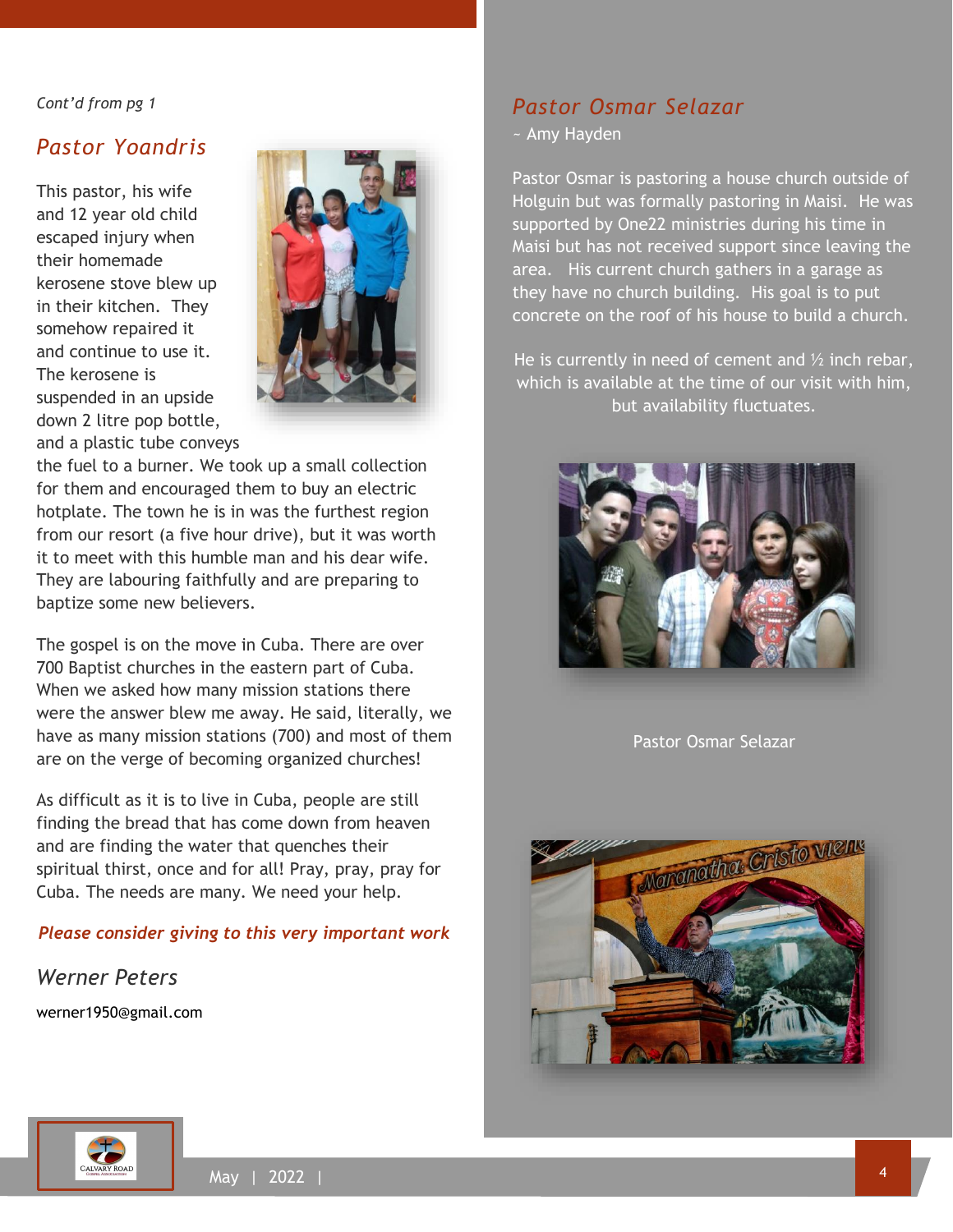*Cont'd from pg 1*

## Pastor Yoandris

This pastor, his wife and 12 year old child escaped injury when their homemade kerosene stove blew up in their kitchen. They somehow repaired it and continue to use it. The kerosene is suspended in an upside down 2 litre pop bottle, and a plastic tube conveys the fuel to a burner. We took up a small collection for them and encouraged them to buy an electric hotplate. The town he is in was the furthest region from our resort (a five hour drive), but it was worth it to meet with this humble man and his dear wife. They are labouring faithfully and are preparing to baptize some new believers.

The gospel is on the move in Cuba. There are over 700 Baptist churches in the eastern part of Cuba. When we asked how many mission stations there were the answer blew me away. He said, literally, we have as many mission stations (700) and most of them are on the verge of becoming organized churches!

As difficult as it is to live in Cuba, people are still finding the bread that has come down from heaven and are finding the water that quenches their spiritual thirst, once and for all! Pray, pray, pray for Cuba. The needs are many. We need your help.

***Please consider giving to this very important work***

*Werner Peters*

werner1950@gmail.com

## Pastor Osmar Selazar

~ Amy Hayden

Pastor Osmar is pastoring a house church outside of Holguin but was formally pastoring in Maisi. He was supported by One22 ministries during his time in Maisi but has not received support since leaving the area. His current church gathers in a garage as they have no church building. His goal is to put concrete on the roof of his house to build a church.

He is currently in need of cement and ½ inch rebar, which is available at the time of our visit with him, but availability fluctuates.

Pastor Osmar Selazar

May | 2022 |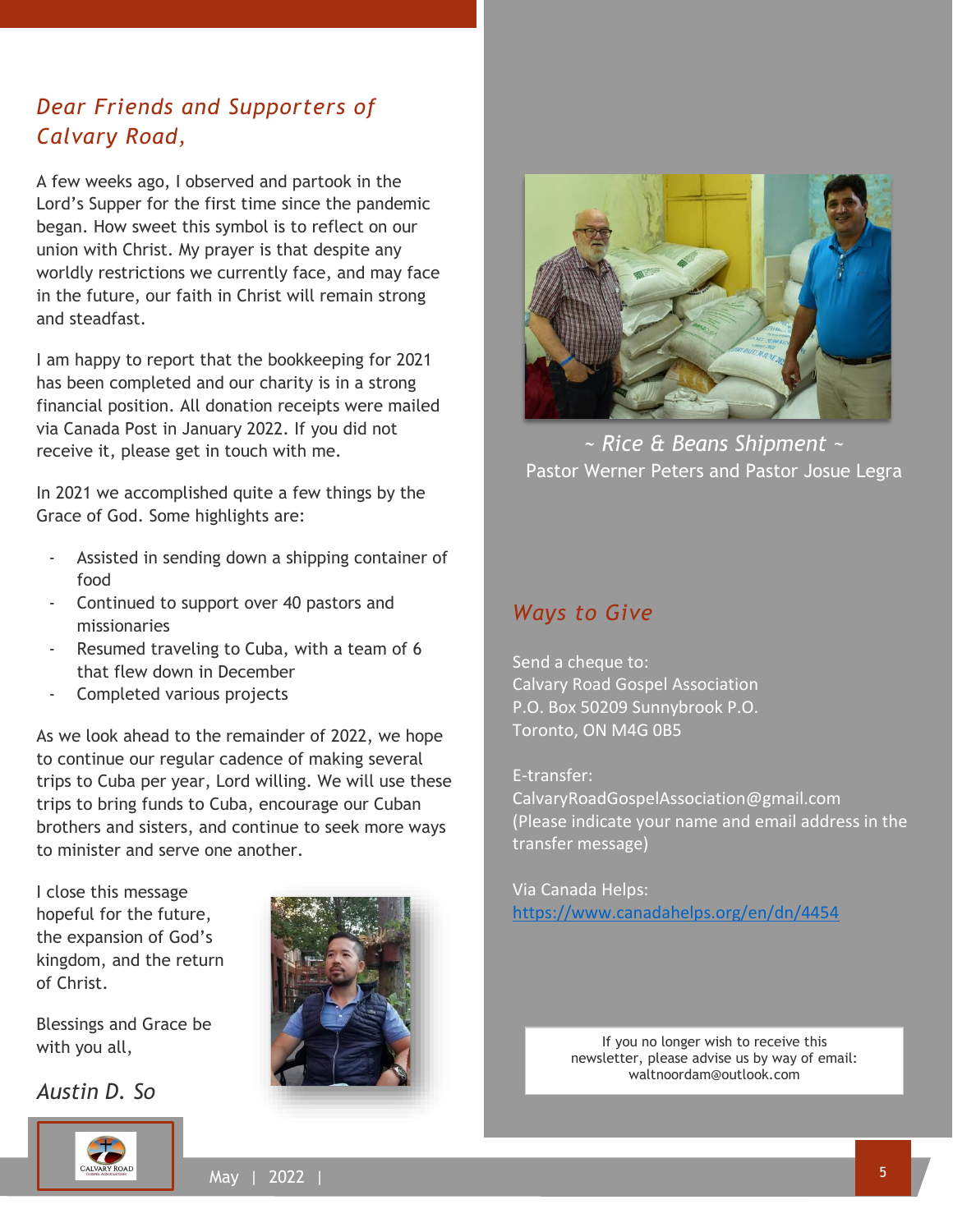## *Dear Friends and Supporters of Calvary Road,*

A few weeks ago, I observed and partook in the Lord's Supper for the first time since the pandemic began. How sweet this symbol is to reflect on our union with Christ. My prayer is that despite any worldly restrictions we currently face, and may face in the future, our faith in Christ will remain strong and steadfast.

I am happy to report that the bookkeeping for 2021 has been completed and our charity is in a strong financial position. All donation receipts were mailed via Canada Post in January 2022. If you did not receive it, please get in touch with me.

In 2021 we accomplished quite a few things by the Grace of God. Some highlights are:

- Assisted in sending down a shipping container of food
- Continued to support over 40 pastors and missionaries
- Resumed traveling to Cuba, with a team of 6 that flew down in December
- Completed various projects

As we look ahead to the remainder of 2022, we hope to continue our regular cadence of making several trips to Cuba per year, Lord willing. We will use these trips to bring funds to Cuba, encourage our Cuban brothers and sisters, and continue to seek more ways to minister and serve one another.

I close this message hopeful for the future, the expansion of God's kingdom, and the return of Christ.

Blessings and Grace be with you all,

*Austin D. So*

*~ Rice & Beans Shipment ~*
Pastor Werner Peters and Pastor Josue Legra

## *Ways to Give*

Send a cheque to:
Calvary Road Gospel Association
P.O. Box 50209 Sunnybrook P.O.
Toronto, ON M4G 0B5

E-transfer:
CalvaryRoadGospelAssociation@gmail.com
(Please indicate your name and email address in the transfer message)

Via Canada Helps:
https://www.canadahelps.org/en/dn/4454

If you no longer wish to receive this newsletter, please advise us by way of email: waltnoordam@outlook.com